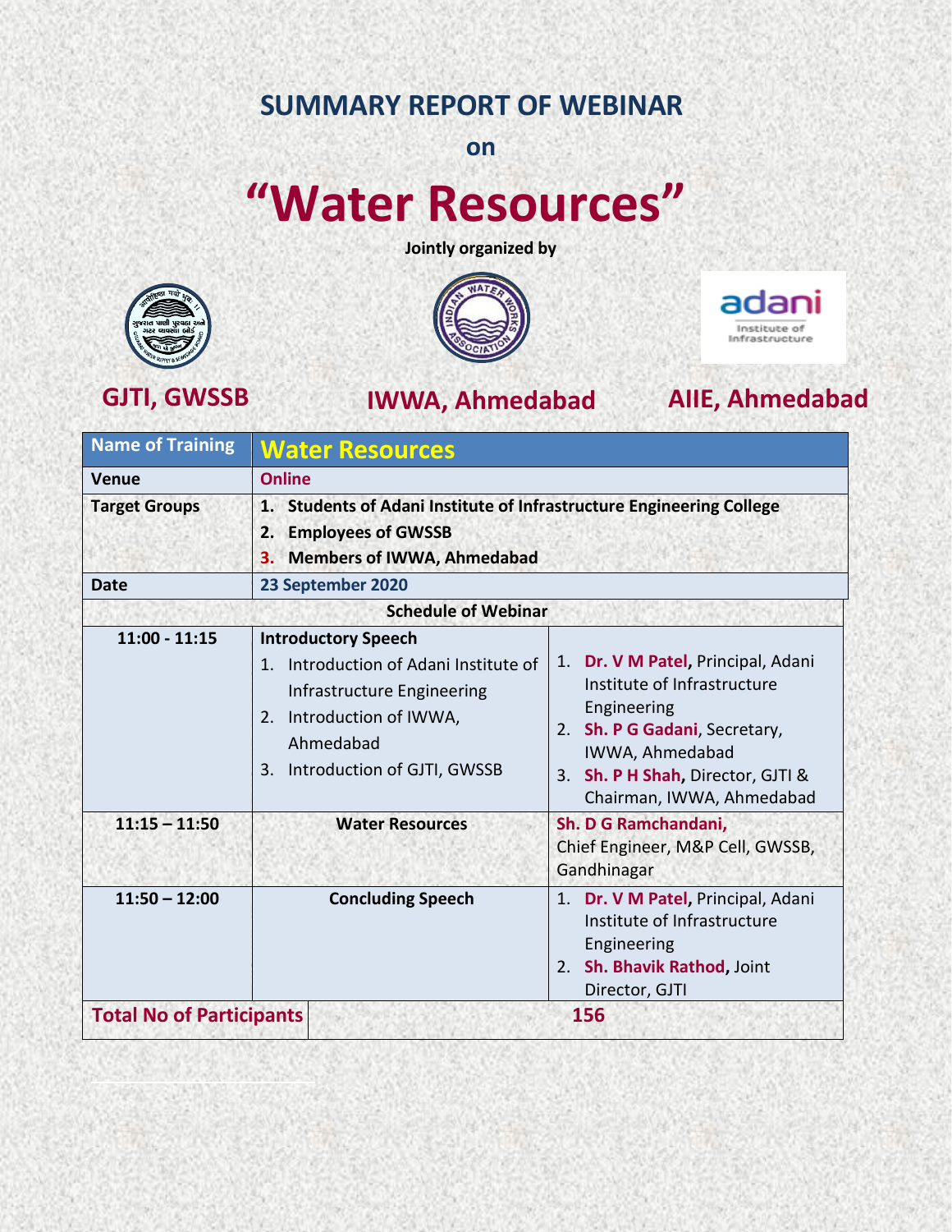# SUMMARY REPORT OF WEBINAR

**on**

# "Water Resources"

**Jointly organized by**

**GJTI, GWSSB** | **IWWA, Ahmedabad** | **AIIE, Ahmedabad**

| Name of Training | Water Resources | |
|---|---|---|
| Venue | Online | |
| Target Groups | 1. Students of Adani Institute of Infrastructure Engineering College<br>2. Employees of GWSSB<br>3. Members of IWWA, Ahmedabad | |
| Date | 23 September 2020 | |
| **Schedule of Webinar** | | |
| 11:00 - 11:15 | **Introductory Speech**<br>1. Introduction of Adani Institute of Infrastructure Engineering<br>2. Introduction of IWWA, Ahmedabad<br>3. Introduction of GJTI, GWSSB | 1. **Dr. V M Patel,** Principal, Adani Institute of Infrastructure Engineering<br>2. **Sh. P G Gadani**, Secretary, IWWA, Ahmedabad<br>3. **Sh. P H Shah,** Director, GJTI & Chairman, IWWA, Ahmedabad |
| 11:15 – 11:50 | **Water Resources** | **Sh. D G Ramchandani,**<br>Chief Engineer, M&P Cell, GWSSB, Gandhinagar |
| 11:50 – 12:00 | **Concluding Speech** | 1. **Dr. V M Patel,** Principal, Adani Institute of Infrastructure Engineering<br>2. **Sh. Bhavik Rathod,** Joint Director, GJTI |
| **Total No of Participants** | **156** | |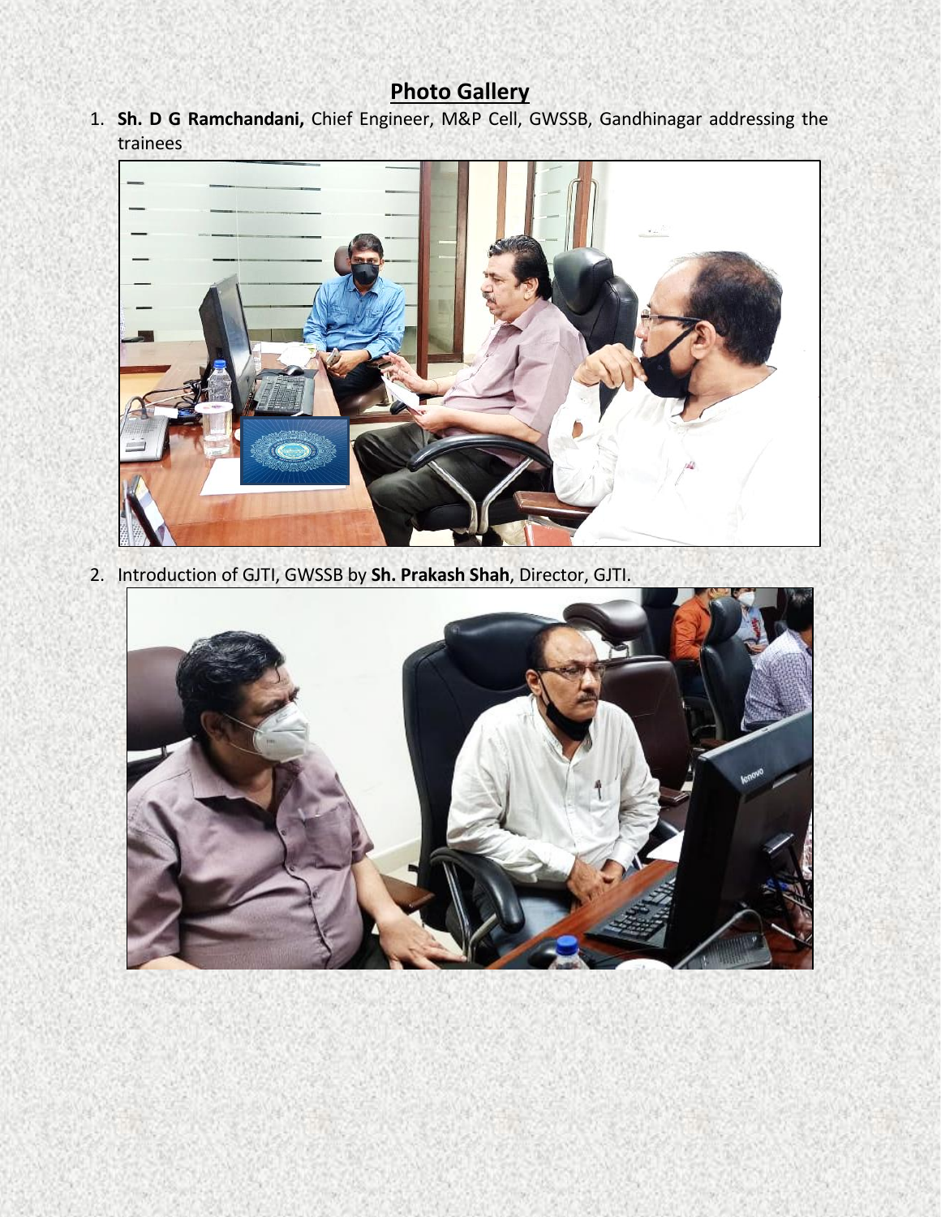## Photo Gallery

1. **Sh. D G Ramchandani,** Chief Engineer, M&P Cell, GWSSB, Gandhinagar addressing the trainees

2. Introduction of GJTI, GWSSB by **Sh. Prakash Shah**, Director, GJTI.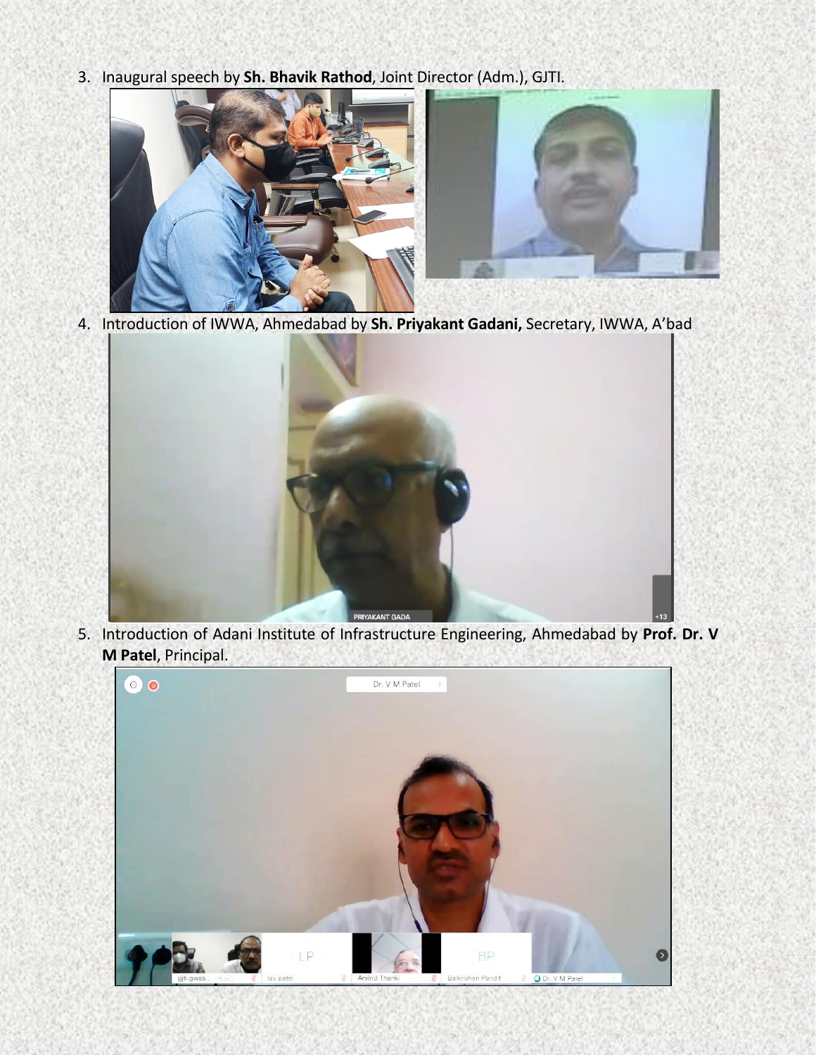3. Inaugural speech by **Sh. Bhavik Rathod**, Joint Director (Adm.), GJTI.

4. Introduction of IWWA, Ahmedabad by **Sh. Priyakant Gadani,** Secretary, IWWA, A'bad

5. Introduction of Adani Institute of Infrastructure Engineering, Ahmedabad by **Prof. Dr. V M Patel**, Principal.